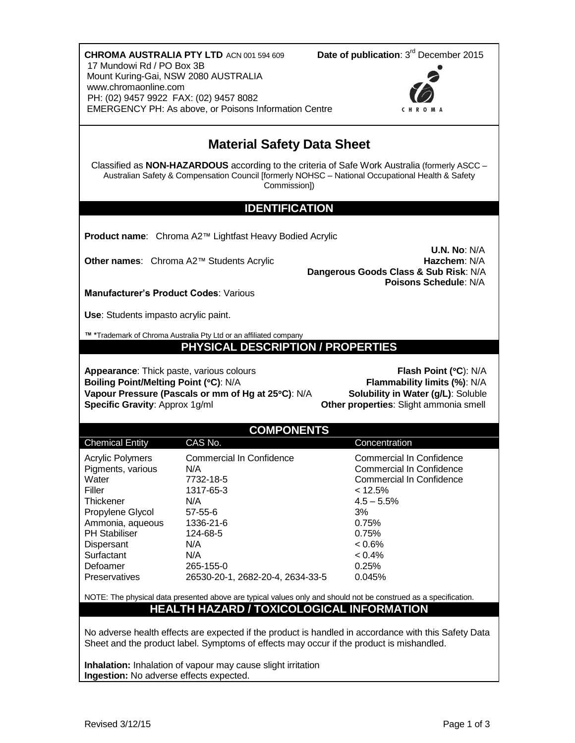**CHROMA AUSTRALIA PTY LTD** ACN 001 594 609
17 Mundowi Rd / PO Box 3B
Mount Kuring-Gai, NSW 2080 AUSTRALIA
www.chromaonline.com
PH: (02) 9457 9922 FAX: (02) 9457 8082
EMERGENCY PH: As above, or Poisons Information Centre

**Date of publication**: 3rd December 2015

# Material Safety Data Sheet

Classified as **NON-HAZARDOUS** according to the criteria of Safe Work Australia (formerly ASCC – Australian Safety & Compensation Council [formerly NOHSC – National Occupational Health & Safety Commission])

## IDENTIFICATION

**Product name**: Chroma A2™ Lightfast Heavy Bodied Acrylic

**Other names**: Chroma A2™ Students Acrylic

**U.N. No**: N/A
**Hazchem**: N/A
**Dangerous Goods Class & Sub Risk**: N/A
**Poisons Schedule**: N/A

**Manufacturer's Product Codes**: Various

**Use**: Students impasto acrylic paint.

**™ ***Trademark of Chroma Australia Pty Ltd or an affiliated company

## PHYSICAL DESCRIPTION / PROPERTIES

**Appearance**: Thick paste, various colours
**Boiling Point/Melting Point (°C)**: N/A
**Vapour Pressure (Pascals or mm of Hg at 25°C)**: N/A
**Specific Gravity**: Approx 1g/ml
**Flash Point (°C)**: N/A
**Flammability limits (%)**: N/A
**Solubility in Water (g/L)**: Soluble
**Other properties**: Slight ammonia smell

## COMPONENTS

| Chemical Entity | CAS No. | Concentration |
|---|---|---|
| Acrylic Polymers | Commercial In Confidence | Commercial In Confidence |
| Pigments, various | N/A | Commercial In Confidence |
| Water | 7732-18-5 | Commercial In Confidence |
| Filler | 1317-65-3 | < 12.5% |
| Thickener | N/A | 4.5 – 5.5% |
| Propylene Glycol | 57-55-6 | 3% |
| Ammonia, aqueous | 1336-21-6 | 0.75% |
| PH Stabiliser | 124-68-5 | 0.75% |
| Dispersant | N/A | < 0.6% |
| Surfactant | N/A | < 0.4% |
| Defoamer | 265-155-0 | 0.25% |
| Preservatives | 26530-20-1, 2682-20-4, 2634-33-5 | 0.045% |

NOTE: The physical data presented above are typical values only and should not be construed as a specification.

## HEALTH HAZARD / TOXICOLOGICAL INFORMATION

No adverse health effects are expected if the product is handled in accordance with this Safety Data Sheet and the product label. Symptoms of effects may occur if the product is mishandled.

**Inhalation:** Inhalation of vapour may cause slight irritation
**Ingestion:** No adverse effects expected.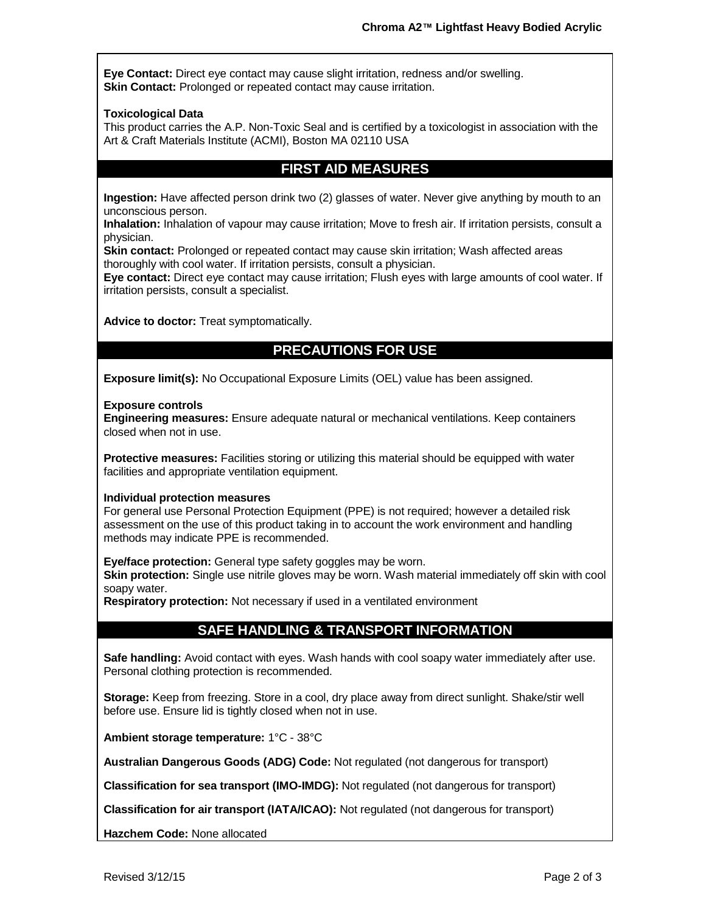**Eye Contact:** Direct eye contact may cause slight irritation, redness and/or swelling.
**Skin Contact:** Prolonged or repeated contact may cause irritation.

**Toxicological Data**
This product carries the A.P. Non-Toxic Seal and is certified by a toxicologist in association with the Art & Craft Materials Institute (ACMI), Boston MA 02110 USA

## FIRST AID MEASURES

**Ingestion:** Have affected person drink two (2) glasses of water. Never give anything by mouth to an unconscious person.
**Inhalation:** Inhalation of vapour may cause irritation; Move to fresh air. If irritation persists, consult a physician.
**Skin contact:** Prolonged or repeated contact may cause skin irritation; Wash affected areas thoroughly with cool water. If irritation persists, consult a physician.
**Eye contact:** Direct eye contact may cause irritation; Flush eyes with large amounts of cool water. If irritation persists, consult a specialist.

**Advice to doctor:** Treat symptomatically.

## PRECAUTIONS FOR USE

**Exposure limit(s):** No Occupational Exposure Limits (OEL) value has been assigned.

**Exposure controls**
**Engineering measures:** Ensure adequate natural or mechanical ventilations. Keep containers closed when not in use.

**Protective measures:** Facilities storing or utilizing this material should be equipped with water facilities and appropriate ventilation equipment.

**Individual protection measures**
For general use Personal Protection Equipment (PPE) is not required; however a detailed risk assessment on the use of this product taking in to account the work environment and handling methods may indicate PPE is recommended.

**Eye/face protection:** General type safety goggles may be worn.
**Skin protection:** Single use nitrile gloves may be worn. Wash material immediately off skin with cool soapy water.
**Respiratory protection:** Not necessary if used in a ventilated environment

## SAFE HANDLING & TRANSPORT INFORMATION

**Safe handling:** Avoid contact with eyes. Wash hands with cool soapy water immediately after use. Personal clothing protection is recommended.

**Storage:** Keep from freezing. Store in a cool, dry place away from direct sunlight. Shake/stir well before use. Ensure lid is tightly closed when not in use.

**Ambient storage temperature:** 1°C - 38°C

**Australian Dangerous Goods (ADG) Code:** Not regulated (not dangerous for transport)

**Classification for sea transport (IMO-IMDG):** Not regulated (not dangerous for transport)

**Classification for air transport (IATA/ICAO):** Not regulated (not dangerous for transport)

**Hazchem Code:** None allocated

Revised 3/12/15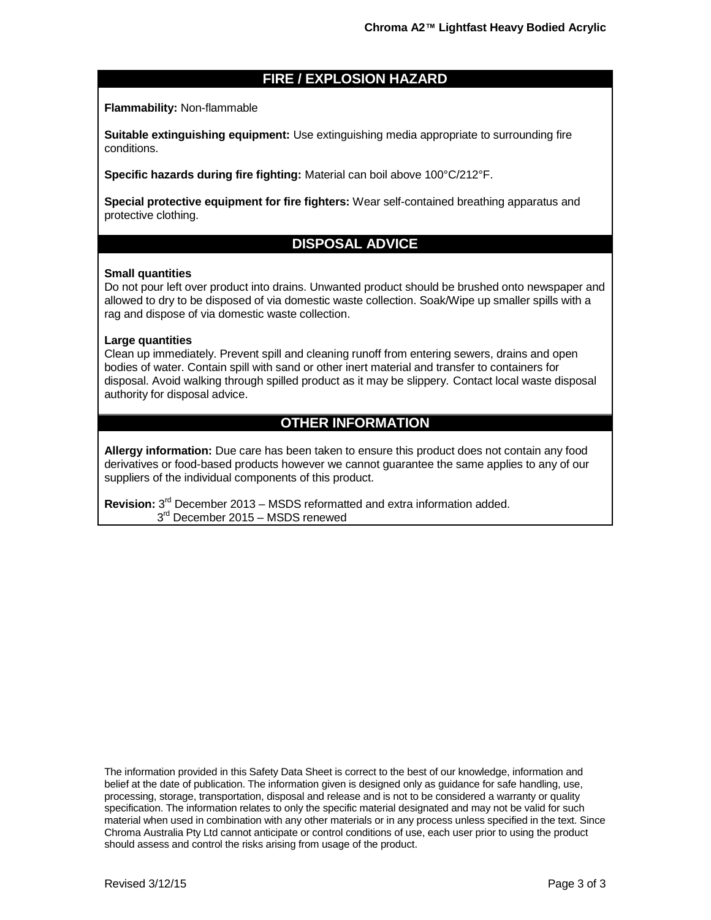## FIRE / EXPLOSION HAZARD

**Flammability:** Non-flammable

**Suitable extinguishing equipment:** Use extinguishing media appropriate to surrounding fire conditions.

**Specific hazards during fire fighting:** Material can boil above 100°C/212°F.

**Special protective equipment for fire fighters:** Wear self-contained breathing apparatus and protective clothing.

## DISPOSAL ADVICE

**Small quantities**
Do not pour left over product into drains. Unwanted product should be brushed onto newspaper and allowed to dry to be disposed of via domestic waste collection. Soak/Wipe up smaller spills with a rag and dispose of via domestic waste collection.

**Large quantities**
Clean up immediately. Prevent spill and cleaning runoff from entering sewers, drains and open bodies of water. Contain spill with sand or other inert material and transfer to containers for disposal. Avoid walking through spilled product as it may be slippery. Contact local waste disposal authority for disposal advice.

## OTHER INFORMATION

**Allergy information:** Due care has been taken to ensure this product does not contain any food derivatives or food-based products however we cannot guarantee the same applies to any of our suppliers of the individual components of this product.

**Revision:** 3rd December 2013 – MSDS reformatted and extra information added.
3rd December 2015 – MSDS renewed

The information provided in this Safety Data Sheet is correct to the best of our knowledge, information and belief at the date of publication. The information given is designed only as guidance for safe handling, use, processing, storage, transportation, disposal and release and is not to be considered a warranty or quality specification. The information relates to only the specific material designated and may not be valid for such material when used in combination with any other materials or in any process unless specified in the text. Since Chroma Australia Pty Ltd cannot anticipate or control conditions of use, each user prior to using the product should assess and control the risks arising from usage of the product.